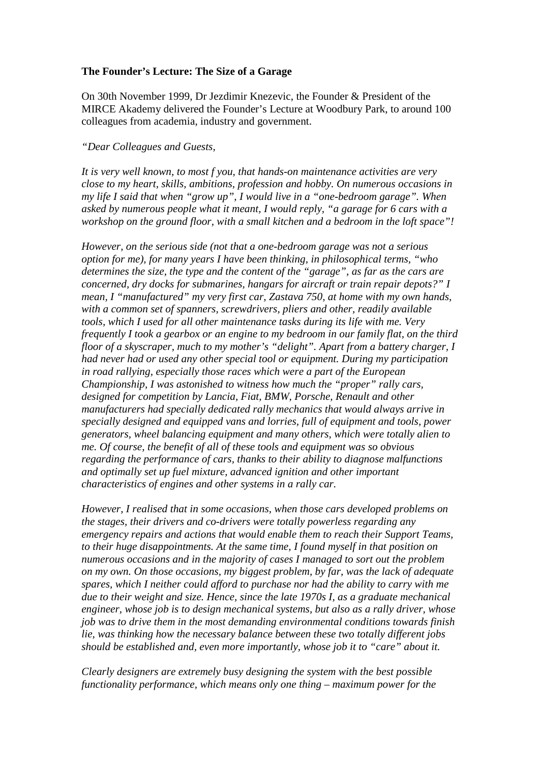**The Founder's Lecture: The Size of a Garage**

On 30th November 1999, Dr Jezdimir Knezevic, the Founder & President of the MIRCE Akademy delivered the Founder's Lecture at Woodbury Park, to around 100 colleagues from academia, industry and government.

*"Dear Colleagues and Guests,*

*It is very well known, to most f you, that hands-on maintenance activities are very close to my heart, skills, ambitions, profession and hobby. On numerous occasions in my life I said that when "grow up", I would live in a "one-bedroom garage". When asked by numerous people what it meant, I would reply, "a garage for 6 cars with a workshop on the ground floor, with a small kitchen and a bedroom in the loft space"!*

*However, on the serious side (not that a one-bedroom garage was not a serious option for me), for many years I have been thinking, in philosophical terms, "who determines the size, the type and the content of the "garage", as far as the cars are concerned, dry docks for submarines, hangars for aircraft or train repair depots?" I mean, I "manufactured" my very first car, Zastava 750, at home with my own hands, with a common set of spanners, screwdrivers, pliers and other, readily available tools, which I used for all other maintenance tasks during its life with me. Very frequently I took a gearbox or an engine to my bedroom in our family flat, on the third floor of a skyscraper, much to my mother's "delight". Apart from a battery charger, I had never had or used any other special tool or equipment. During my participation in road rallying, especially those races which were a part of the European Championship, I was astonished to witness how much the "proper" rally cars, designed for competition by Lancia, Fiat, BMW, Porsche, Renault and other manufacturers had specially dedicated rally mechanics that would always arrive in specially designed and equipped vans and lorries, full of equipment and tools, power generators, wheel balancing equipment and many others, which were totally alien to me. Of course, the benefit of all of these tools and equipment was so obvious regarding the performance of cars, thanks to their ability to diagnose malfunctions and optimally set up fuel mixture, advanced ignition and other important characteristics of engines and other systems in a rally car.*

*However, I realised that in some occasions, when those cars developed problems on the stages, their drivers and co-drivers were totally powerless regarding any emergency repairs and actions that would enable them to reach their Support Teams, to their huge disappointments. At the same time, I found myself in that position on numerous occasions and in the majority of cases I managed to sort out the problem on my own. On those occasions, my biggest problem, by far, was the lack of adequate spares, which I neither could afford to purchase nor had the ability to carry with me due to their weight and size. Hence, since the late 1970s I, as a graduate mechanical engineer, whose job is to design mechanical systems, but also as a rally driver, whose job was to drive them in the most demanding environmental conditions towards finish lie, was thinking how the necessary balance between these two totally different jobs should be established and, even more importantly, whose job it to "care" about it.*

*Clearly designers are extremely busy designing the system with the best possible functionality performance, which means only one thing – maximum power for the*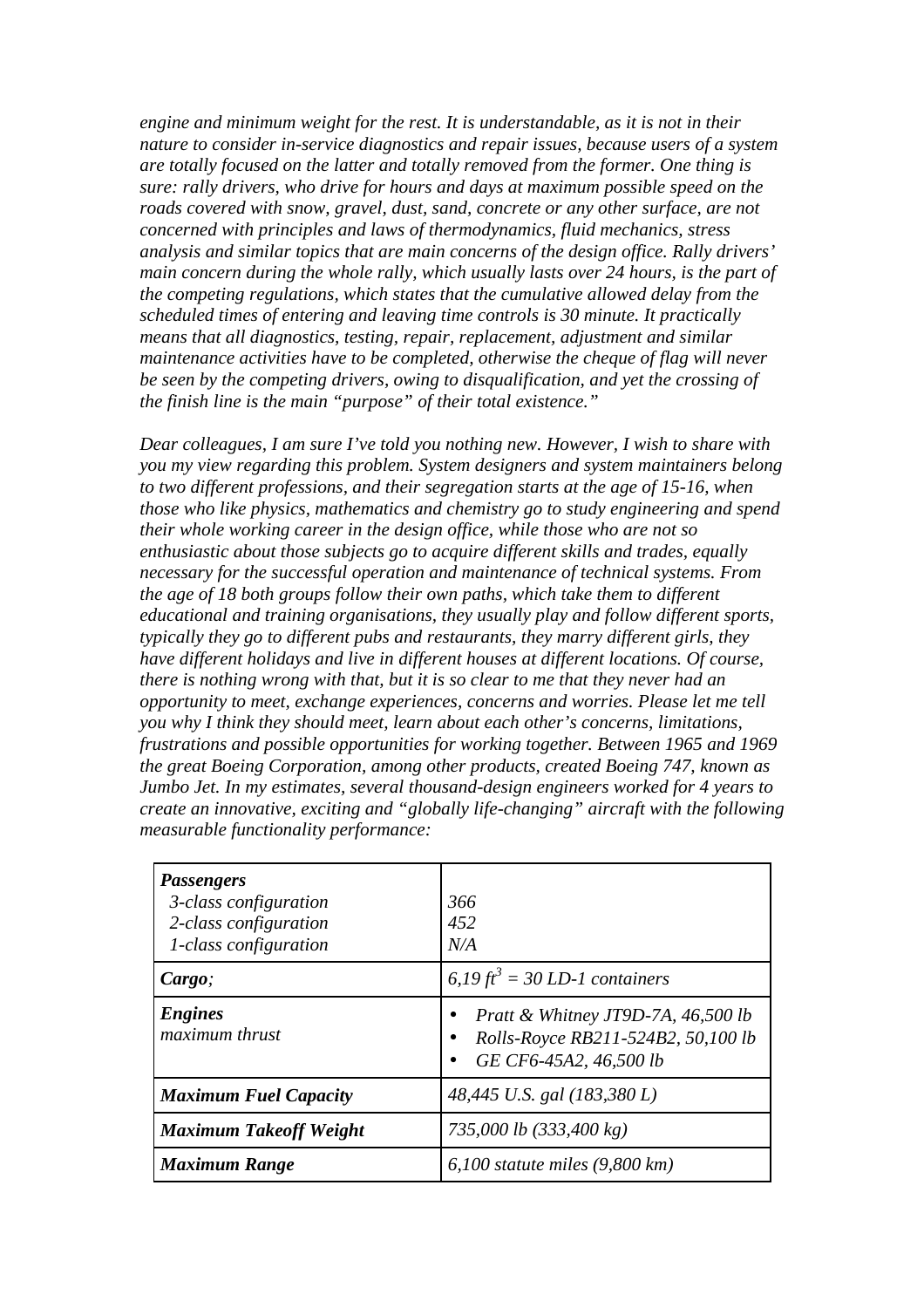*engine and minimum weight for the rest. It is understandable, as it is not in their nature to consider in-service diagnostics and repair issues, because users of a system are totally focused on the latter and totally removed from the former. One thing is sure: rally drivers, who drive for hours and days at maximum possible speed on the roads covered with snow, gravel, dust, sand, concrete or any other surface, are not concerned with principles and laws of thermodynamics, fluid mechanics, stress analysis and similar topics that are main concerns of the design office. Rally drivers' main concern during the whole rally, which usually lasts over 24 hours, is the part of the competing regulations, which states that the cumulative allowed delay from the scheduled times of entering and leaving time controls is 30 minute. It practically means that all diagnostics, testing, repair, replacement, adjustment and similar maintenance activities have to be completed, otherwise the cheque of flag will never be seen by the competing drivers, owing to disqualification, and yet the crossing of the finish line is the main "purpose" of their total existence."*

*Dear colleagues, I am sure I've told you nothing new. However, I wish to share with you my view regarding this problem. System designers and system maintainers belong to two different professions, and their segregation starts at the age of 15-16, when those who like physics, mathematics and chemistry go to study engineering and spend their whole working career in the design office, while those who are not so enthusiastic about those subjects go to acquire different skills and trades, equally necessary for the successful operation and maintenance of technical systems. From the age of 18 both groups follow their own paths, which take them to different educational and training organisations, they usually play and follow different sports, typically they go to different pubs and restaurants, they marry different girls, they have different holidays and live in different houses at different locations. Of course, there is nothing wrong with that, but it is so clear to me that they never had an opportunity to meet, exchange experiences, concerns and worries. Please let me tell you why I think they should meet, learn about each other's concerns, limitations, frustrations and possible opportunities for working together. Between 1965 and 1969 the great Boeing Corporation, among other products, created Boeing 747, known as Jumbo Jet. In my estimates, several thousand-design engineers worked for 4 years to create an innovative, exciting and "globally life-changing" aircraft with the following measurable functionality performance:*

| ***Passengers*** | |
|---|---|
| *3-class configuration* | *366* |
| *2-class configuration* | *452* |
| *1-class configuration* | *N/A* |
| ***Cargo****;* | *6,19 $ft^3$ = 30 LD-1 containers* |
| ***Engines*** *maximum thrust* | • *Pratt & Whitney JT9D-7A, 46,500 lb* • *Rolls-Royce RB211-524B2, 50,100 lb* • *GE CF6-45A2, 46,500 lb* |
| ***Maximum Fuel Capacity*** | *48,445 U.S. gal (183,380 L)* |
| ***Maximum Takeoff Weight*** | *735,000 lb (333,400 kg)* |
| ***Maximum Range*** | *6,100 statute miles (9,800 km)* |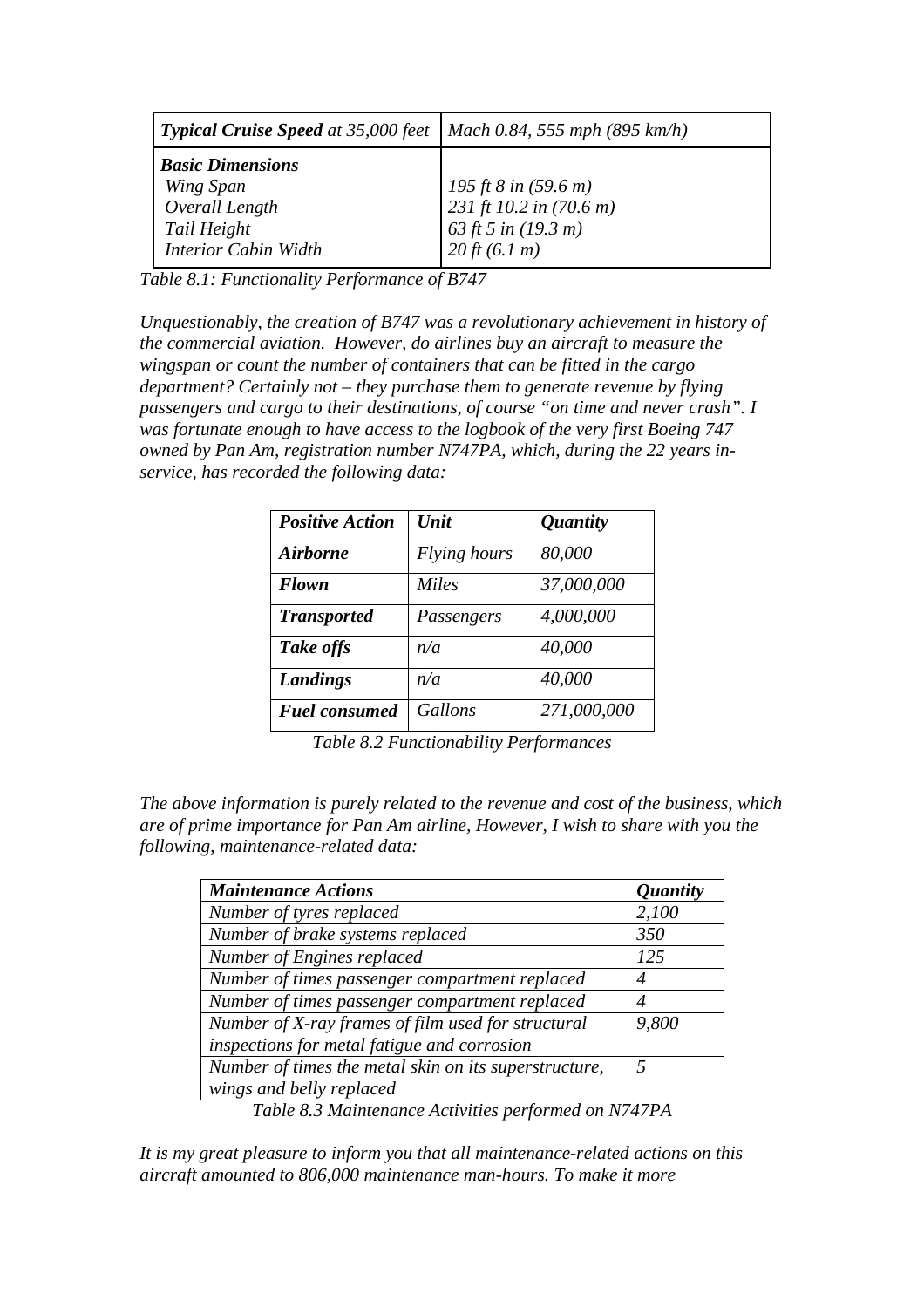| *Typical Cruise Speed at 35,000 feet* | *Mach 0.84, 555 mph (895 km/h)* |
|---|---|
| ***Basic Dimensions***<br>*Wing Span*<br>*Overall Length*<br>*Tail Height*<br>*Interior Cabin Width* | <br>*195 ft 8 in (59.6 m)*<br>*231 ft 10.2 in (70.6 m)*<br>*63 ft 5 in (19.3 m)*<br>*20 ft (6.1 m)* |

*Table 8.1: Functionality Performance of B747*

*Unquestionably, the creation of B747 was a revolutionary achievement in history of the commercial aviation. However, do airlines buy an aircraft to measure the wingspan or count the number of containers that can be fitted in the cargo department? Certainly not – they purchase them to generate revenue by flying passengers and cargo to their destinations, of course "on time and never crash". I was fortunate enough to have access to the logbook of the very first Boeing 747 owned by Pan Am, registration number N747PA, which, during the 22 years in-service, has recorded the following data:*

| ***Positive Action*** | ***Unit*** | ***Quantity*** |
|---|---|---|
| ***Airborne*** | *Flying hours* | *80,000* |
| ***Flown*** | *Miles* | *37,000,000* |
| ***Transported*** | *Passengers* | *4,000,000* |
| ***Take offs*** | *n/a* | *40,000* |
| ***Landings*** | *n/a* | *40,000* |
| ***Fuel consumed*** | *Gallons* | *271,000,000* |

*Table 8.2 Functionability Performances*

*The above information is purely related to the revenue and cost of the business, which are of prime importance for Pan Am airline, However, I wish to share with you the following, maintenance-related data:*

| ***Maintenance Actions*** | ***Quantity*** |
|---|---|
| *Number of tyres replaced* | *2,100* |
| *Number of brake systems replaced* | *350* |
| *Number of Engines replaced* | *125* |
| *Number of times passenger compartment replaced* | *4* |
| *Number of times passenger compartment replaced* | *4* |
| *Number of X-ray frames of film used for structural inspections for metal fatigue and corrosion* | *9,800* |
| *Number of times the metal skin on its superstructure, wings and belly replaced* | *5* |

*Table 8.3 Maintenance Activities performed on N747PA*

*It is my great pleasure to inform you that all maintenance-related actions on this aircraft amounted to 806,000 maintenance man-hours. To make it more*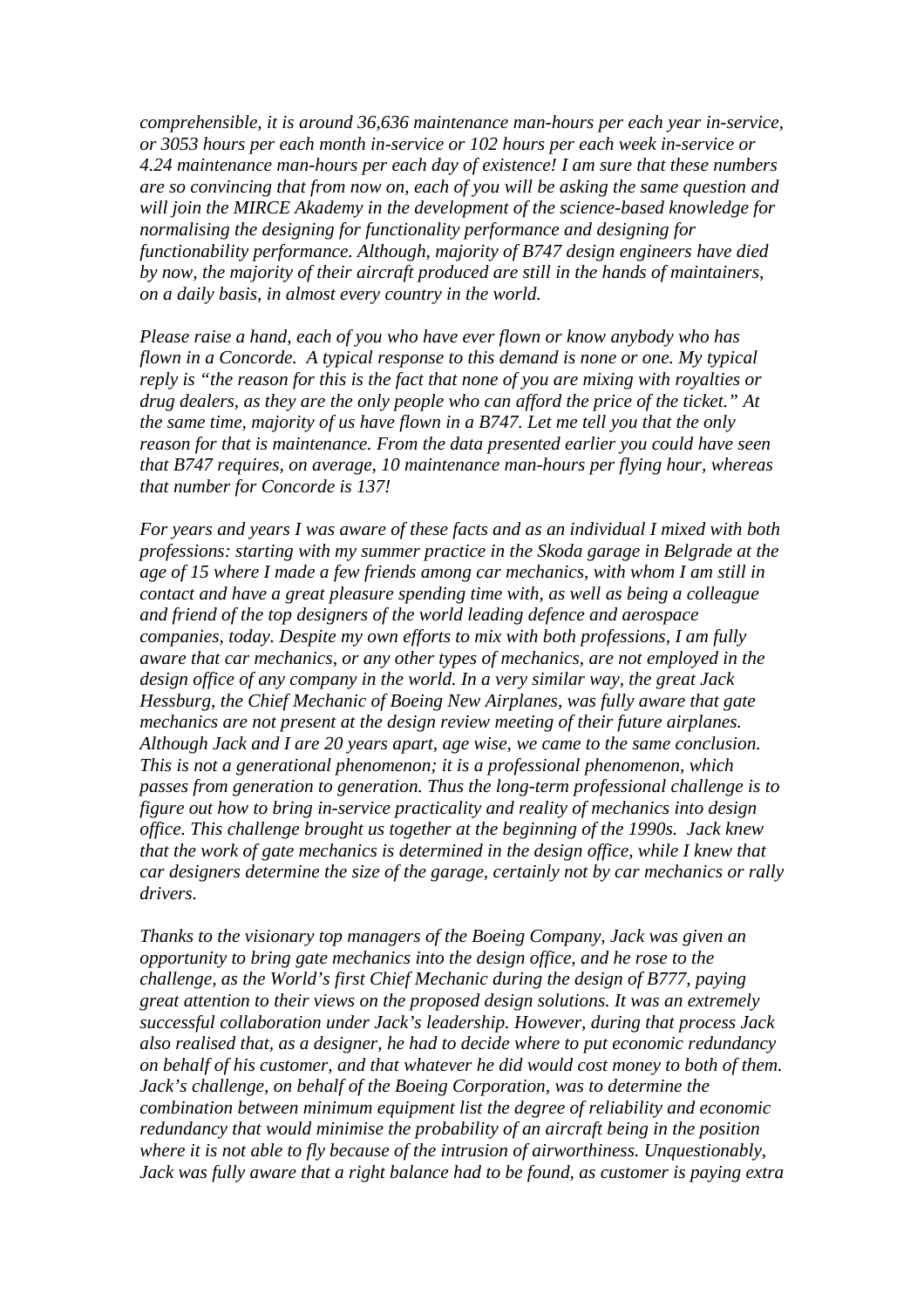*comprehensible, it is around 36,636 maintenance man-hours per each year in-service, or 3053 hours per each month in-service or 102 hours per each week in-service or 4.24 maintenance man-hours per each day of existence! I am sure that these numbers are so convincing that from now on, each of you will be asking the same question and will join the MIRCE Akademy in the development of the science-based knowledge for normalising the designing for functionality performance and designing for functionability performance. Although, majority of B747 design engineers have died by now, the majority of their aircraft produced are still in the hands of maintainers, on a daily basis, in almost every country in the world.*

*Please raise a hand, each of you who have ever flown or know anybody who has flown in a Concorde. A typical response to this demand is none or one. My typical reply is "the reason for this is the fact that none of you are mixing with royalties or drug dealers, as they are the only people who can afford the price of the ticket." At the same time, majority of us have flown in a B747. Let me tell you that the only reason for that is maintenance. From the data presented earlier you could have seen that B747 requires, on average, 10 maintenance man-hours per flying hour, whereas that number for Concorde is 137!*

*For years and years I was aware of these facts and as an individual I mixed with both professions: starting with my summer practice in the Skoda garage in Belgrade at the age of 15 where I made a few friends among car mechanics, with whom I am still in contact and have a great pleasure spending time with, as well as being a colleague and friend of the top designers of the world leading defence and aerospace companies, today. Despite my own efforts to mix with both professions, I am fully aware that car mechanics, or any other types of mechanics, are not employed in the design office of any company in the world. In a very similar way, the great Jack Hessburg, the Chief Mechanic of Boeing New Airplanes, was fully aware that gate mechanics are not present at the design review meeting of their future airplanes. Although Jack and I are 20 years apart, age wise, we came to the same conclusion. This is not a generational phenomenon; it is a professional phenomenon, which passes from generation to generation. Thus the long-term professional challenge is to figure out how to bring in-service practicality and reality of mechanics into design office. This challenge brought us together at the beginning of the 1990s. Jack knew that the work of gate mechanics is determined in the design office, while I knew that car designers determine the size of the garage, certainly not by car mechanics or rally drivers.*

*Thanks to the visionary top managers of the Boeing Company, Jack was given an opportunity to bring gate mechanics into the design office, and he rose to the challenge, as the World's first Chief Mechanic during the design of B777, paying great attention to their views on the proposed design solutions. It was an extremely successful collaboration under Jack's leadership. However, during that process Jack also realised that, as a designer, he had to decide where to put economic redundancy on behalf of his customer, and that whatever he did would cost money to both of them. Jack's challenge, on behalf of the Boeing Corporation, was to determine the combination between minimum equipment list the degree of reliability and economic redundancy that would minimise the probability of an aircraft being in the position where it is not able to fly because of the intrusion of airworthiness. Unquestionably, Jack was fully aware that a right balance had to be found, as customer is paying extra*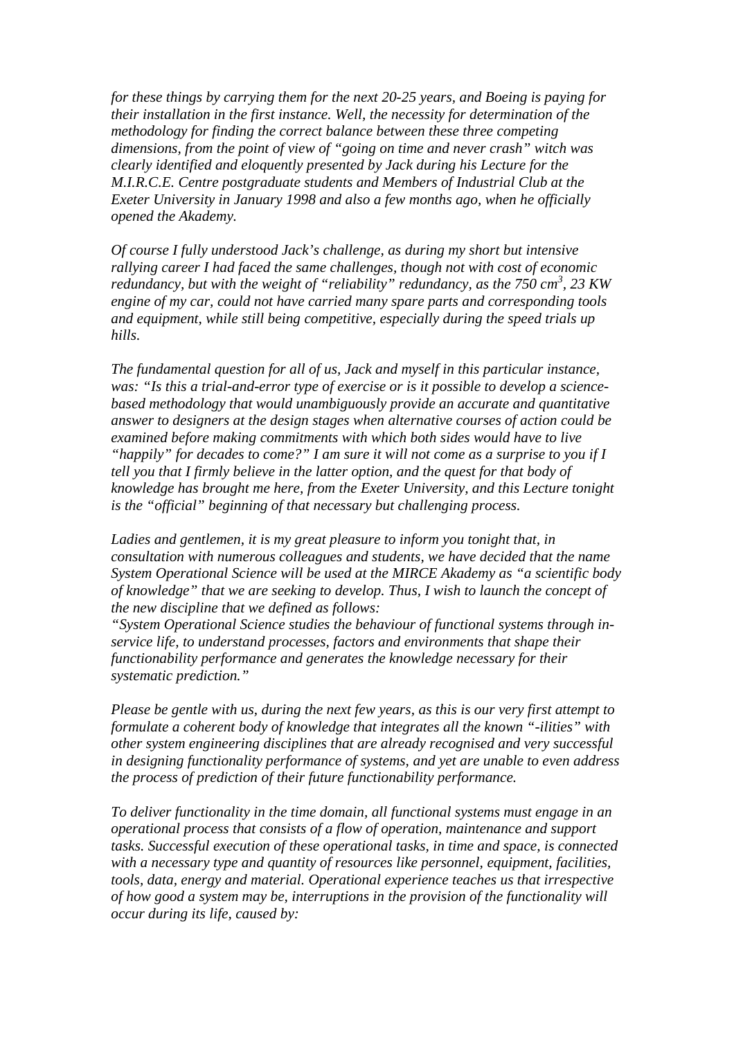*for these things by carrying them for the next 20-25 years, and Boeing is paying for their installation in the first instance. Well, the necessity for determination of the methodology for finding the correct balance between these three competing dimensions, from the point of view of "going on time and never crash" witch was clearly identified and eloquently presented by Jack during his Lecture for the M.I.R.C.E. Centre postgraduate students and Members of Industrial Club at the Exeter University in January 1998 and also a few months ago, when he officially opened the Akademy.*

*Of course I fully understood Jack's challenge, as during my short but intensive rallying career I had faced the same challenges, though not with cost of economic redundancy, but with the weight of "reliability" redundancy, as the 750 $cm^3$, 23 KW engine of my car, could not have carried many spare parts and corresponding tools and equipment, while still being competitive, especially during the speed trials up hills.*

*The fundamental question for all of us, Jack and myself in this particular instance, was: "Is this a trial-and-error type of exercise or is it possible to develop a science-based methodology that would unambiguously provide an accurate and quantitative answer to designers at the design stages when alternative courses of action could be examined before making commitments with which both sides would have to live "happily" for decades to come?" I am sure it will not come as a surprise to you if I tell you that I firmly believe in the latter option, and the quest for that body of knowledge has brought me here, from the Exeter University, and this Lecture tonight is the "official" beginning of that necessary but challenging process.*

*Ladies and gentlemen, it is my great pleasure to inform you tonight that, in consultation with numerous colleagues and students, we have decided that the name System Operational Science will be used at the MIRCE Akademy as "a scientific body of knowledge" that we are seeking to develop. Thus, I wish to launch the concept of the new discipline that we defined as follows:*
*"System Operational Science studies the behaviour of functional systems through in-service life, to understand processes, factors and environments that shape their functionability performance and generates the knowledge necessary for their systematic prediction."*

*Please be gentle with us, during the next few years, as this is our very first attempt to formulate a coherent body of knowledge that integrates all the known "-ilities" with other system engineering disciplines that are already recognised and very successful in designing functionality performance of systems, and yet are unable to even address the process of prediction of their future functionability performance.*

*To deliver functionality in the time domain, all functional systems must engage in an operational process that consists of a flow of operation, maintenance and support tasks. Successful execution of these operational tasks, in time and space, is connected with a necessary type and quantity of resources like personnel, equipment, facilities, tools, data, energy and material. Operational experience teaches us that irrespective of how good a system may be, interruptions in the provision of the functionality will occur during its life, caused by:*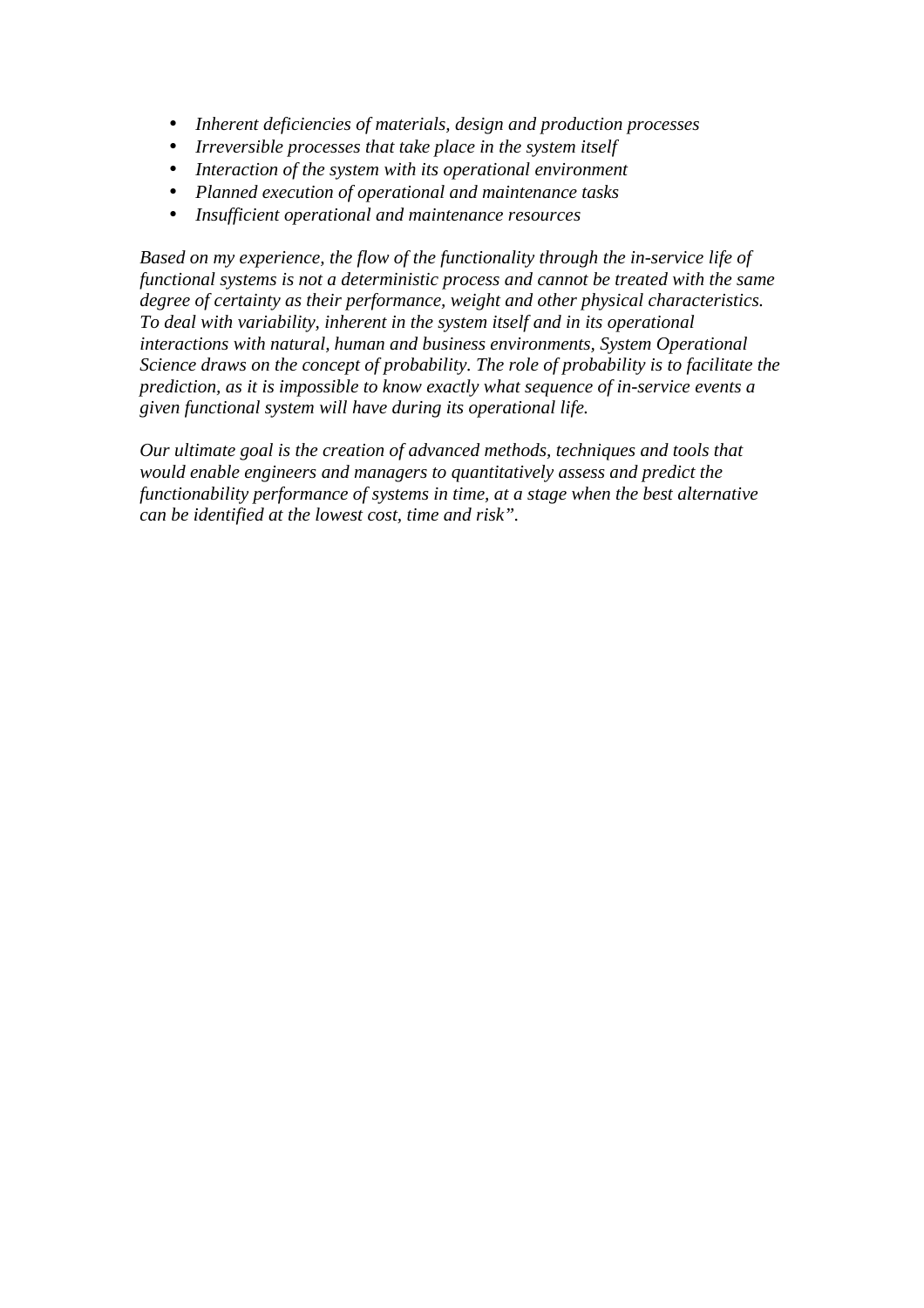- *Inherent deficiencies of materials, design and production processes*
- *Irreversible processes that take place in the system itself*
- *Interaction of the system with its operational environment*
- *Planned execution of operational and maintenance tasks*
- *Insufficient operational and maintenance resources*

*Based on my experience, the flow of the functionality through the in-service life of functional systems is not a deterministic process and cannot be treated with the same degree of certainty as their performance, weight and other physical characteristics. To deal with variability, inherent in the system itself and in its operational interactions with natural, human and business environments, System Operational Science draws on the concept of probability. The role of probability is to facilitate the prediction, as it is impossible to know exactly what sequence of in-service events a given functional system will have during its operational life.*

*Our ultimate goal is the creation of advanced methods, techniques and tools that would enable engineers and managers to quantitatively assess and predict the functionability performance of systems in time, at a stage when the best alternative can be identified at the lowest cost, time and risk".*